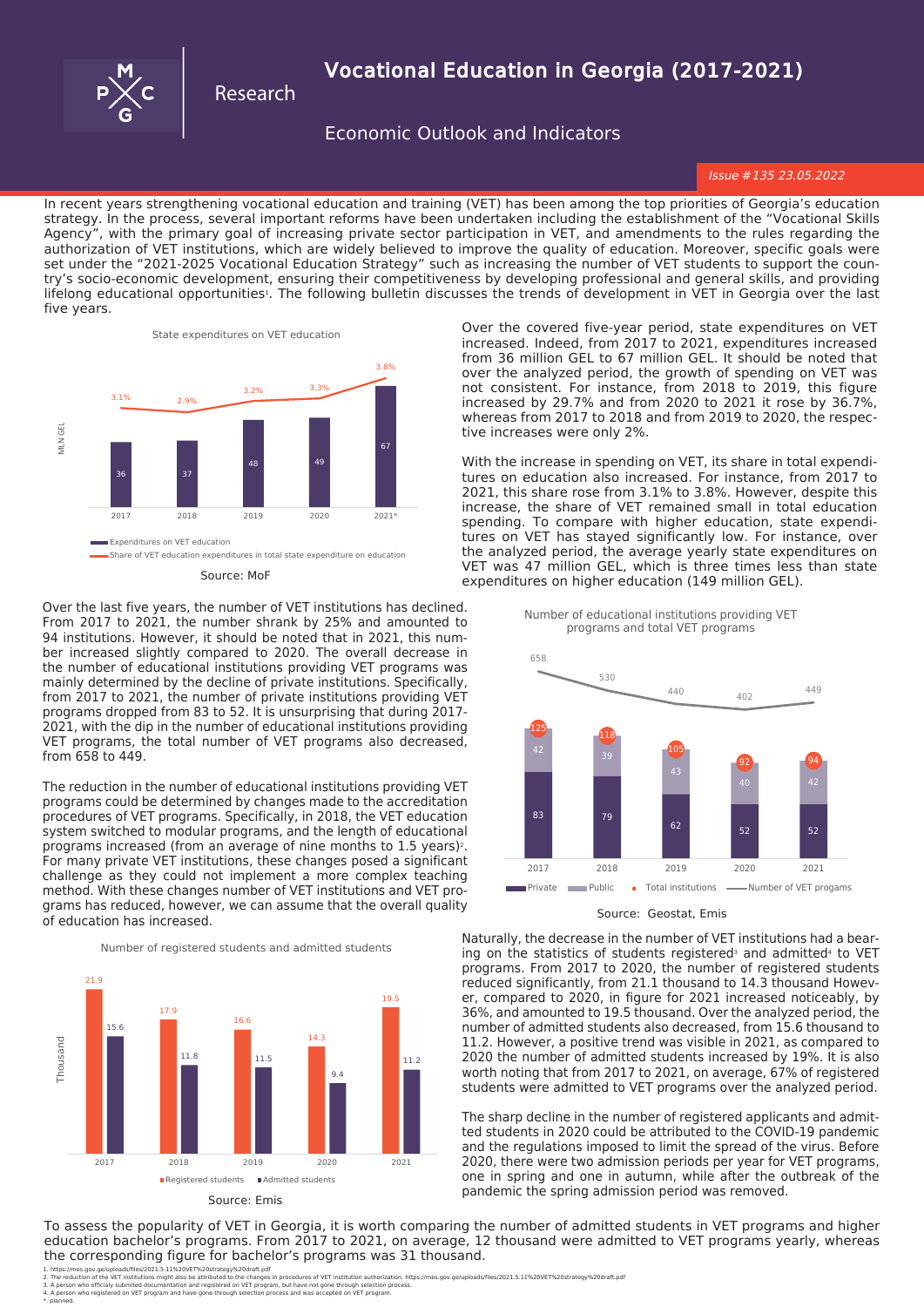# Vocational Education in Georgia (2017-2021)

Research

Economic Outlook and Indicators

*Issue #135 23.05.2022*

In recent years strengthening vocational education and training (VET) has been among the top priorities of Georgia's education strategy. In the process, several important reforms have been undertaken including the establishment of the "Vocational Skills Agency", with the primary goal of increasing private sector participation in VET, and amendments to the rules regarding the authorization of VET institutions, which are widely believed to improve the quality of education. Moreover, specific goals were set under the "2021-2025 Vocational Education Strategy" such as increasing the number of VET students to support the country's socio-economic development, ensuring their competitiveness by developing professional and general skills, and providing lifelong educational opportunities[1]. The following bulletin discusses the trends of development in VET in Georgia over the last five years.

State expenditures on VET education

| Year | Expenditures on VET education (MLN GEL) | Share of VET education expenditures in total state expenditure on education |
|---|---|---|
| 2017 | 36 | 3.1% |
| 2018 | 37 | 2.9% |
| 2019 | 48 | 3.2% |
| 2020 | 49 | 3.3% |
| 2021* | 67 | 3.8% |

Source: MoF

Over the covered five-year period, state expenditures on VET increased. Indeed, from 2017 to 2021, expenditures increased from 36 million GEL to 67 million GEL. It should be noted that over the analyzed period, the growth of spending on VET was not consistent. For instance, from 2018 to 2019, this figure increased by 29.7% and from 2020 to 2021 it rose by 36.7%, whereas from 2017 to 2018 and from 2019 to 2020, the respective increases were only 2%.

With the increase in spending on VET, its share in total expenditures on education also increased. For instance, from 2017 to 2021, this share rose from 3.1% to 3.8%. However, despite this increase, the share of VET remained small in total education spending. To compare with higher education, state expenditures on VET has stayed significantly low. For instance, over the analyzed period, the average yearly state expenditures on VET was 47 million GEL, which is three times less than state expenditures on higher education (149 million GEL).

Over the last five years, the number of VET institutions has declined. From 2017 to 2021, the number shrank by 25% and amounted to 94 institutions. However, it should be noted that in 2021, this number increased slightly compared to 2020. The overall decrease in the number of educational institutions providing VET programs was mainly determined by the decline of private institutions. Specifically, from 2017 to 2021, the number of private institutions providing VET programs dropped from 83 to 52. It is unsurprising that during 2017-2021, with the dip in the number of educational institutions providing VET programs, the total number of VET programs also decreased, from 658 to 449.

The reduction in the number of educational institutions providing VET programs could be determined by changes made to the accreditation procedures of VET programs. Specifically, in 2018, the VET education system switched to modular programs, and the length of educational programs increased (from an average of nine months to 1.5 years)[2]. For many private VET institutions, these changes posed a significant challenge as they could not implement a more complex teaching method. With these changes number of VET institutions and VET programs has reduced, however, we can assume that the overall quality of education has increased.

Number of educational institutions providing VET programs and total VET programs

| Year | Private | Public | Total institutions | Number of VET progams |
|---|---|---|---|---|
| 2017 | 83 | 42 | 125 | 658 |
| 2018 | 79 | 39 | 118 | 530 |
| 2019 | 62 | 43 | 105 | 440 |
| 2020 | 52 | 40 | 92 | 402 |
| 2021 | 52 | 42 | 94 | 449 |

Source: Geostat, Emis

Number of registered students and admitted students

| Year | Registered students (Thousand) | Admitted students (Thousand) |
|---|---|---|
| 2017 | 21.9 | 15.6 |
| 2018 | 17.9 | 11.8 |
| 2019 | 16.6 | 11.5 |
| 2020 | 14.3 | 9.4 |
| 2021 | 19.5 | 11.2 |

Source: Emis

Naturally, the decrease in the number of VET institutions had a bearing on the statistics of students registered[3] and admitted[4] to VET programs. From 2017 to 2020, the number of registered students reduced significantly, from 21.1 thousand to 14.3 thousand However, compared to 2020, in figure for 2021 increased noticeably, by 36%, and amounted to 19.5 thousand. Over the analyzed period, the number of admitted students also decreased, from 15.6 thousand to 11.2. However, a positive trend was visible in 2021, as compared to 2020 the number of admitted students increased by 19%. It is also worth noting that from 2017 to 2021, on average, 67% of registered students were admitted to VET programs over the analyzed period.

The sharp decline in the number of registered applicants and admitted students in 2020 could be attributed to the COVID-19 pandemic and the regulations imposed to limit the spread of the virus. Before 2020, there were two admission periods per year for VET programs, one in spring and one in autumn, while after the outbreak of the pandemic the spring admission period was removed.

To assess the popularity of VET in Georgia, it is worth comparing the number of admitted students in VET programs and higher education bachelor's programs. From 2017 to 2021, on average, 12 thousand were admitted to VET programs yearly, whereas the corresponding figure for bachelor's programs was 31 thousand.

1. https://mes.gov.ge/uploads/files/2021.5.11%20VET%20strategy%20draft.pdf
2. The reduction of the VET institutions might also be attributed to the changes in procedures of VET institution authorization. https://mes.gov.ge/uploads/files/2021.5.11%20VET%20strategy%20draft.pdf
3. A person who officially submited documentation and registered on VET program, but have not gone through selection process.
4. A person who registered on VET program and have gone through selection process and was accepted on VET program.

*. planned.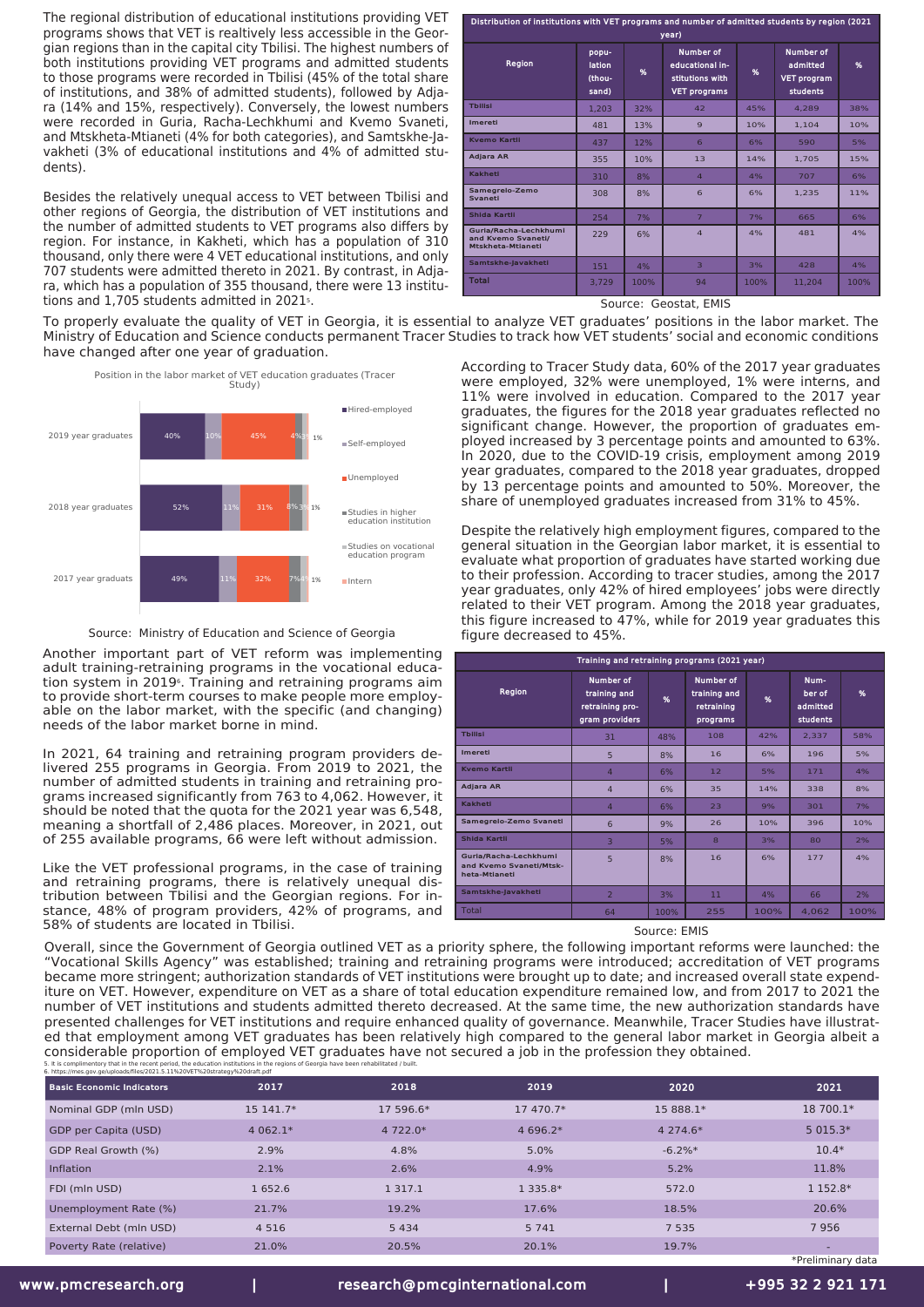The regional distribution of educational institutions providing VET programs shows that VET is realtively less accessible in the Georgian regions than in the capital city Tbilisi. The highest numbers of both institutions providing VET programs and admitted students to those programs were recorded in Tbilisi (45% of the total share of institutions, and 38% of admitted students), followed by Adjara (14% and 15%, respectively). Conversely, the lowest numbers were recorded in Guria, Racha-Lechkhumi and Kvemo Svaneti, and Mtskheta-Mtianeti (4% for both categories), and Samtskhe-Javakheti (3% of educational institutions and 4% of admitted students).

Besides the relatively unequal access to VET between Tbilisi and other regions of Georgia, the distribution of VET institutions and the number of admitted students to VET programs also differs by region. For instance, in Kakheti, which has a population of 310 thousand, only there were 4 VET educational institutions, and only 707 students were admitted thereto in 2021. By contrast, in Adjara, which has a population of 355 thousand, there were 13 institutions and 1,705 students admitted in 2021[5].

**Distribution of institutions with VET programs and number of admitted students by region (2021 year)**

| Region | population (thousand) | % | Number of educational institutions with VET programs | % | Number of admitted VET program students | % |
|---|---|---|---|---|---|---|
| Tbilisi | 1,203 | 32% | 42 | 45% | 4,289 | 38% |
| Imereti | 481 | 13% | 9 | 10% | 1,104 | 10% |
| Kvemo Kartli | 437 | 12% | 6 | 6% | 590 | 5% |
| Adjara AR | 355 | 10% | 13 | 14% | 1,705 | 15% |
| Kakheti | 310 | 8% | 4 | 4% | 707 | 6% |
| Samegrelo-Zemo Svaneti | 308 | 8% | 6 | 6% | 1,235 | 11% |
| Shida Kartli | 254 | 7% | 7 | 7% | 665 | 6% |
| Guria/Racha-Lechkhumi and Kvemo Svaneti/ Mtskheta-Mtianeti | 229 | 6% | 4 | 4% | 481 | 4% |
| Samtskhe-Javakheti | 151 | 4% | 3 | 3% | 428 | 4% |
| Total | 3,729 | 100% | 94 | 100% | 11,204 | 100% |

Source: Geostat, EMIS

To properly evaluate the quality of VET in Georgia, it is essential to analyze VET graduates' positions in the labor market. The Ministry of Education and Science conducts permanent Tracer Studies to track how VET students' social and economic conditions have changed after one year of graduation.

**Position in the labor market of VET education graduates (Tracer Study)**

| | Hired-employed | Self-employed | Unemployed | Studies in higher education institution | Studies on vocational education program | Intern |
|---|---|---|---|---|---|---|
| 2019 year graduates | 40% | 10% | 45% | 4% | | 1% |
| 2018 year graduates | 52% | 11% | 31% | 8% | 3% | 1% |
| 2017 year graduats | 49% | 11% | 32% | 7% | 4% | 1% |

Source: Ministry of Education and Science of Georgia

According to Tracer Study data, 60% of the 2017 year graduates were employed, 32% were unemployed, 1% were interns, and 11% were involved in education. Compared to the 2017 year graduates, the figures for the 2018 year graduates reflected no significant change. However, the proportion of graduates employed increased by 3 percentage points and amounted to 63%. In 2020, due to the COVID-19 crisis, employment among 2019 year graduates, compared to the 2018 year graduates, dropped by 13 percentage points and amounted to 50%. Moreover, the share of unemployed graduates increased from 31% to 45%.

Despite the relatively high employment figures, compared to the general situation in the Georgian labor market, it is essential to evaluate what proportion of graduates have started working due to their profession. According to tracer studies, among the 2017 year graduates, only 42% of hired employees' jobs were directly related to their VET program. Among the 2018 year graduates, this figure increased to 47%, while for 2019 year graduates this figure decreased to 45%.

Another important part of VET reform was implementing adult training-retraining programs in the vocational education system in 2019[6]. Training and retraining programs aim to provide short-term courses to make people more employable on the labor market, with the specific (and changing) needs of the labor market borne in mind.

In 2021, 64 training and retraining program providers delivered 255 programs in Georgia. From 2019 to 2021, the number of admitted students in training and retraining programs increased significantly from 763 to 4,062. However, it should be noted that the quota for the 2021 year was 6,548, meaning a shortfall of 2,486 places. Moreover, in 2021, out of 255 available programs, 66 were left without admission.

Like the VET professional programs, in the case of training and retraining programs, there is relatively unequal distribution between Tbilisi and the Georgian regions. For instance, 48% of program providers, 42% of programs, and 58% of students are located in Tbilisi.

**Training and retraining programs (2021 year)**

| Region | Number of training and retraining program providers | % | Number of training and retraining programs | % | Number of admitted students | % |
|---|---|---|---|---|---|---|
| Tbilisi | 31 | 48% | 108 | 42% | 2,337 | 58% |
| Imereti | 5 | 8% | 16 | 6% | 196 | 5% |
| Kvemo Kartli | 4 | 6% | 12 | 5% | 171 | 4% |
| Adjara AR | 4 | 6% | 35 | 14% | 338 | 8% |
| Kakheti | 4 | 6% | 23 | 9% | 301 | 7% |
| Samegrelo-Zemo Svaneti | 6 | 9% | 26 | 10% | 396 | 10% |
| Shida Kartli | 3 | 5% | 8 | 3% | 80 | 2% |
| Guria/Racha-Lechkhumi and Kvemo Svaneti/Mtskheta-Mtianeti | 5 | 8% | 16 | 6% | 177 | 4% |
| Samtskhe-Javakheti | 2 | 3% | 11 | 4% | 66 | 2% |
| Total | 64 | 100% | 255 | 100% | 4,062 | 100% |

Source: EMIS

Overall, since the Government of Georgia outlined VET as a priority sphere, the following important reforms were launched: the "Vocational Skills Agency" was established; training and retraining programs were introduced; accreditation of VET programs became more stringent; authorization standards of VET institutions were brought up to date; and increased overall state expenditure on VET. However, expenditure on VET as a share of total education expenditure remained low, and from 2017 to 2021 the number of VET institutions and students admitted thereto decreased. At the same time, the new authorization standards have presented challenges for VET institutions and require enhanced quality of governance. Meanwhile, Tracer Studies have illustrated that employment among VET graduates has been relatively high compared to the general labor market in Georgia albeit a considerable proportion of employed VET graduates have not secured a job in the profession they obtained.

5. It is complimentory that in the recent period, the education institutions in the regions of Georgia have been rehabilitated / built.
6. https://mes.gov.ge/uploads/files/2021.5.11%20VET%20strategy%20draft.pdf

| Basic Economic Indicators | 2017 | 2018 | 2019 | 2020 | 2021 |
|---|---|---|---|---|---|
| Nominal GDP (mln USD) | 15 141.7* | 17 596.6* | 17 470.7* | 15 888.1* | 18 700.1* |
| GDP per Capita (USD) | 4 062.1* | 4 722.0* | 4 696.2* | 4 274.6* | 5 015.3* |
| GDP Real Growth (%) | 2.9% | 4.8% | 5.0% | -6.2%* | 10.4* |
| Inflation | 2.1% | 2.6% | 4.9% | 5.2% | 11.8% |
| FDI (mln USD) | 1 652.6 | 1 317.1 | 1 335.8* | 572.0 | 1 152.8* |
| Unemployment Rate (%) | 21.7% | 19.2% | 17.6% | 18.5% | 20.6% |
| External Debt (mln USD) | 4 516 | 5 434 | 5 741 | 7 535 | 7 956 |
| Poverty Rate (relative) | 21.0% | 20.5% | 20.1% | 19.7% | - |

*Preliminary data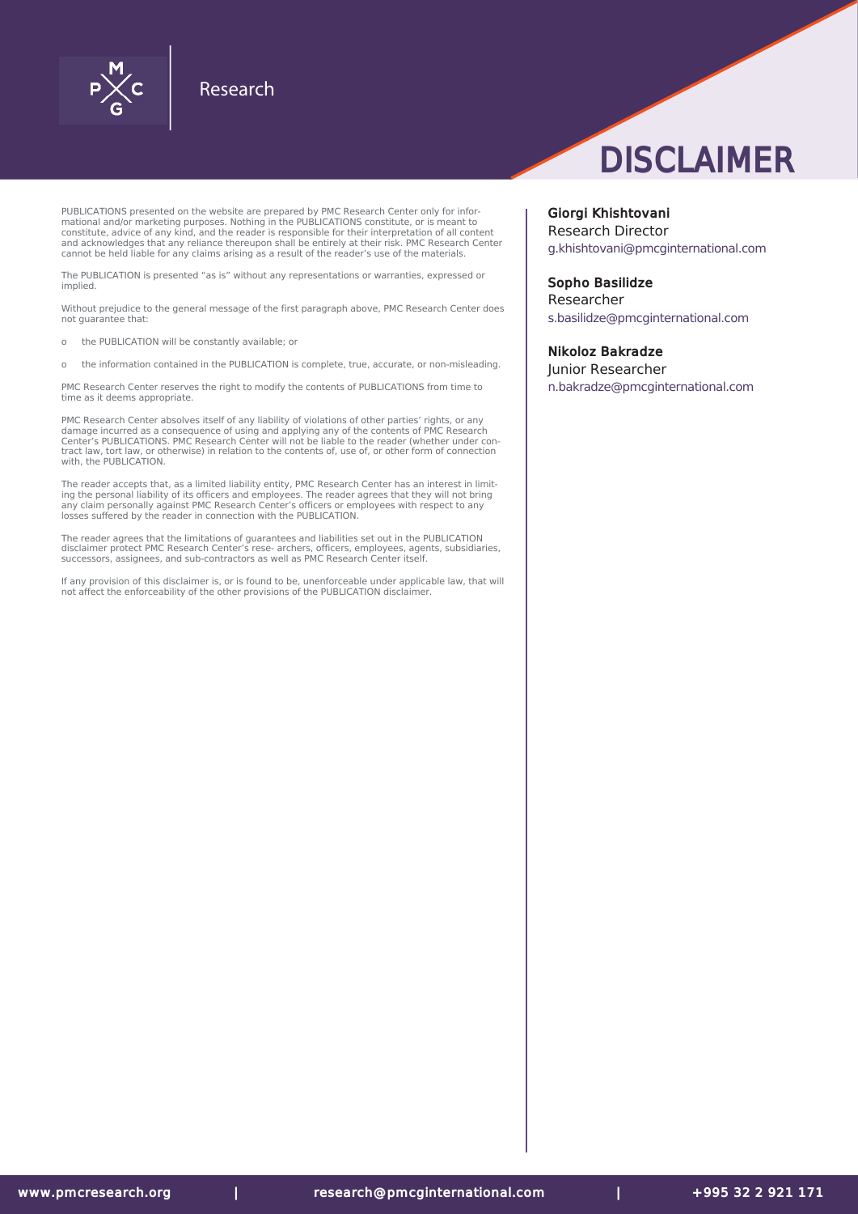# DISCLAIMER

PUBLICATIONS presented on the website are prepared by PMC Research Center only for informational and/or marketing purposes. Nothing in the PUBLICATIONS constitute, or is meant to constitute, advice of any kind, and the reader is responsible for their interpretation of all content and acknowledges that any reliance thereupon shall be entirely at their risk. PMC Research Center cannot be held liable for any claims arising as a result of the reader's use of the materials.

The PUBLICATION is presented "as is" without any representations or warranties, expressed or implied.

Without prejudice to the general message of the first paragraph above, PMC Research Center does not guarantee that:

- the PUBLICATION will be constantly available; or
- the information contained in the PUBLICATION is complete, true, accurate, or non-misleading.

PMC Research Center reserves the right to modify the contents of PUBLICATIONS from time to time as it deems appropriate.

PMC Research Center absolves itself of any liability of violations of other parties' rights, or any damage incurred as a consequence of using and applying any of the contents of PMC Research Center's PUBLICATIONS. PMC Research Center will not be liable to the reader (whether under contract law, tort law, or otherwise) in relation to the contents of, use of, or other form of connection with, the PUBLICATION.

The reader accepts that, as a limited liability entity, PMC Research Center has an interest in limiting the personal liability of its officers and employees. The reader agrees that they will not bring any claim personally against PMC Research Center's officers or employees with respect to any losses suffered by the reader in connection with the PUBLICATION.

The reader agrees that the limitations of guarantees and liabilities set out in the PUBLICATION disclaimer protect PMC Research Center's rese- archers, officers, employees, agents, subsidiaries, successors, assignees, and sub-contractors as well as PMC Research Center itself.

If any provision of this disclaimer is, or is found to be, unenforceable under applicable law, that will not affect the enforceability of the other provisions of the PUBLICATION disclaimer.

**Giorgi Khishtovani**
Research Director
g.khishtovani@pmcginternational.com

**Sopho Basilidze**
Researcher
s.basilidze@pmcginternational.com

**Nikoloz Bakradze**
Junior Researcher
n.bakradze@pmcginternational.com

www.pmcresearch.org | research@pmcginternational.com | +995 32 2 921 171